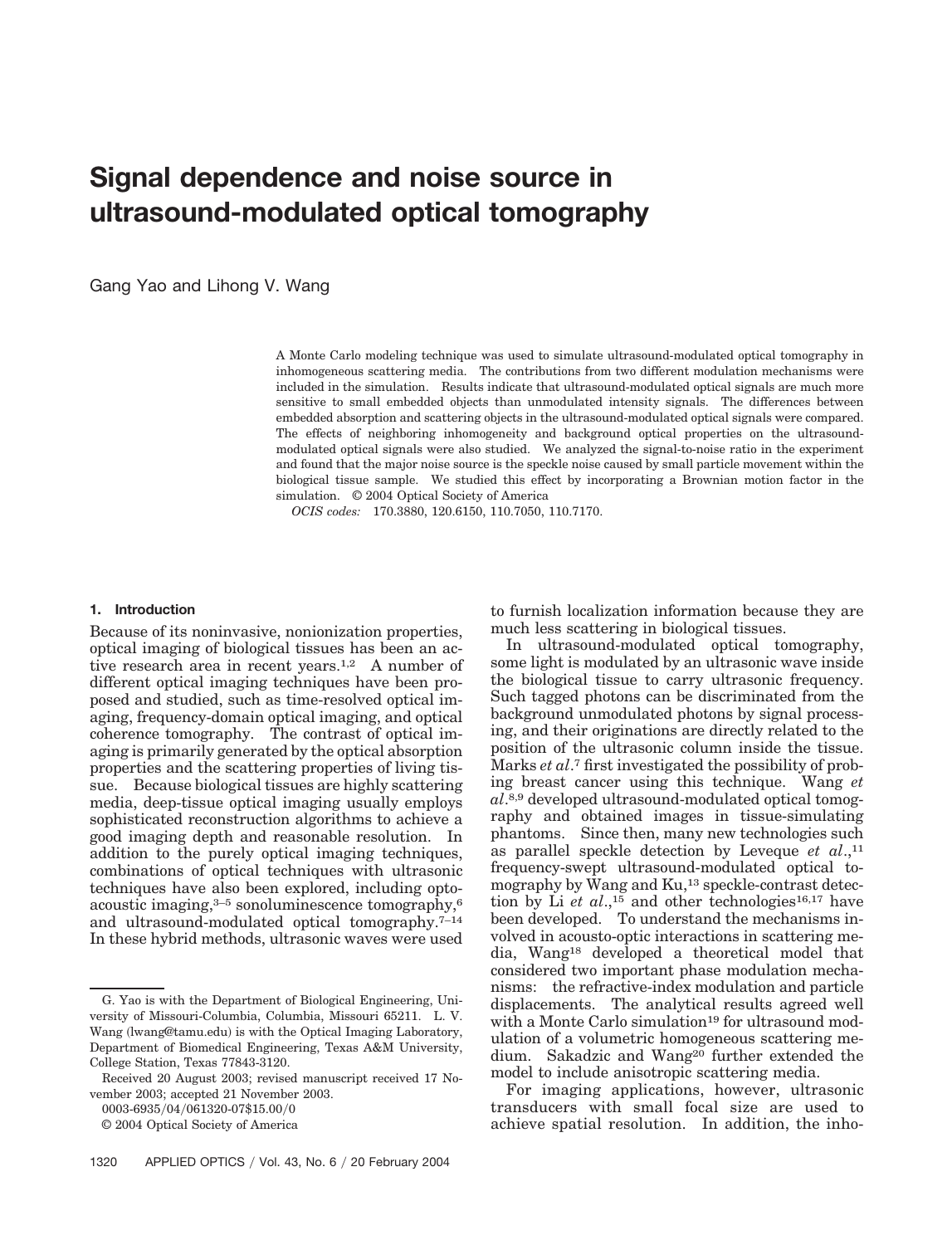# Signal dependence and noise source in ultrasound-modulated optical tomography

Gang Yao and Lihong V. Wang

A Monte Carlo modeling technique was used to simulate ultrasound-modulated optical tomography in inhomogeneous scattering media. The contributions from two different modulation mechanisms were included in the simulation. Results indicate that ultrasound-modulated optical signals are much more sensitive to small embedded objects than unmodulated intensity signals. The differences between embedded absorption and scattering objects in the ultrasound-modulated optical signals were compared. The effects of neighboring inhomogeneity and background optical properties on the ultrasound-modulated optical signals were also studied. We analyzed the signal-to-noise ratio in the experiment and found that the major noise source is the speckle noise caused by small particle movement within the biological tissue sample. We studied this effect by incorporating a Brownian motion factor in the simulation. © 2004 Optical Society of America

*OCIS codes:* 170.3880, 120.6150, 110.7050, 110.7170.

## 1. Introduction

Because of its noninvasive, nonionization properties, optical imaging of biological tissues has been an active research area in recent years.[1,2] A number of different optical imaging techniques have been proposed and studied, such as time-resolved optical imaging, frequency-domain optical imaging, and optical coherence tomography. The contrast of optical imaging is primarily generated by the optical absorption properties and the scattering properties of living tissue. Because biological tissues are highly scattering media, deep-tissue optical imaging usually employs sophisticated reconstruction algorithms to achieve a good imaging depth and reasonable resolution. In addition to the purely optical imaging techniques, combinations of optical techniques with ultrasonic techniques have also been explored, including optoacoustic imaging,[3–5] sonoluminescence tomography,[6] and ultrasound-modulated optical tomography.[7–14] In these hybrid methods, ultrasonic waves were used to furnish localization information because they are much less scattering in biological tissues.

In ultrasound-modulated optical tomography, some light is modulated by an ultrasonic wave inside the biological tissue to carry ultrasonic frequency. Such tagged photons can be discriminated from the background unmodulated photons by signal processing, and their originations are directly related to the position of the ultrasonic column inside the tissue. Marks *et al*.[7] first investigated the possibility of probing breast cancer using this technique. Wang *et al*.[8,9] developed ultrasound-modulated optical tomography and obtained images in tissue-simulating phantoms. Since then, many new technologies such as parallel speckle detection by Leveque *et al*.,[11] frequency-swept ultrasound-modulated optical tomography by Wang and Ku,[13] speckle-contrast detection by Li *et al*.,[15] and other technologies[16,17] have been developed. To understand the mechanisms involved in acousto-optic interactions in scattering media, Wang[18] developed a theoretical model that considered two important phase modulation mechanisms: the refractive-index modulation and particle displacements. The analytical results agreed well with a Monte Carlo simulation[19] for ultrasound modulation of a volumetric homogeneous scattering medium. Sakadzic and Wang[20] further extended the model to include anisotropic scattering media.

For imaging applications, however, ultrasonic transducers with small focal size are used to achieve spatial resolution. In addition, the inho-

G. Yao is with the Department of Biological Engineering, University of Missouri-Columbia, Columbia, Missouri 65211. L. V. Wang (lwang@tamu.edu) is with the Optical Imaging Laboratory, Department of Biomedical Engineering, Texas A&M University, College Station, Texas 77843-3120.

Received 20 August 2003; revised manuscript received 17 November 2003; accepted 21 November 2003.

0003-6935/04/061320-07$15.00/0

© 2004 Optical Society of America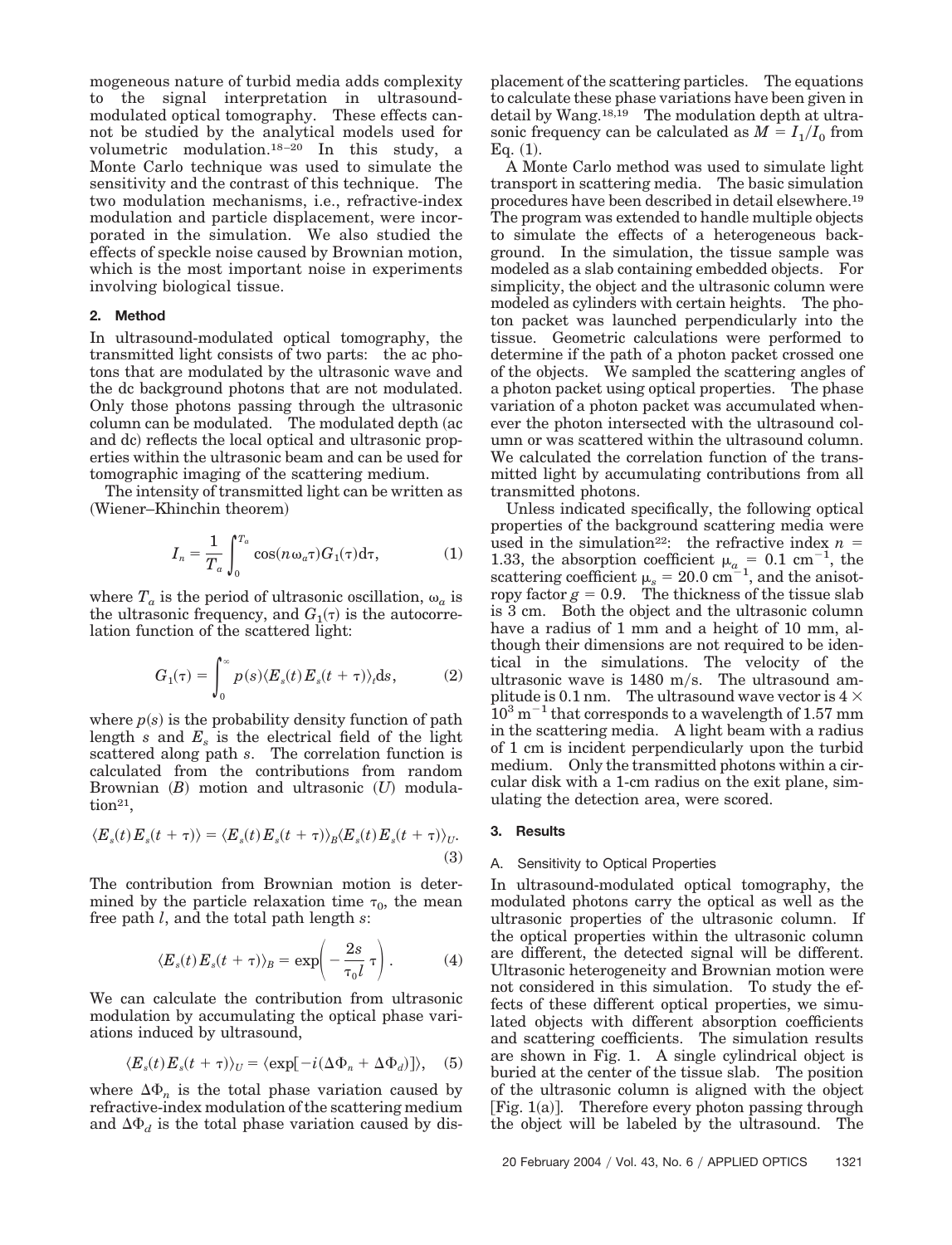mogeneous nature of turbid media adds complexity to the signal interpretation in ultrasound-modulated optical tomography. These effects cannot be studied by the analytical models used for volumetric modulation.[18–20] In this study, a Monte Carlo technique was used to simulate the sensitivity and the contrast of this technique. The two modulation mechanisms, i.e., refractive-index modulation and particle displacement, were incorporated in the simulation. We also studied the effects of speckle noise caused by Brownian motion, which is the most important noise in experiments involving biological tissue.

## 2. Method

In ultrasound-modulated optical tomography, the transmitted light consists of two parts: the ac photons that are modulated by the ultrasonic wave and the dc background photons that are not modulated. Only those photons passing through the ultrasonic column can be modulated. The modulated depth (ac and dc) reflects the local optical and ultrasonic properties within the ultrasonic beam and can be used for tomographic imaging of the scattering medium.

The intensity of transmitted light can be written as (Wiener–Khinchin theorem)

$$I_n = \frac{1}{T_a} \int_0^{T_a} \cos(n\omega_a \tau) G_1(\tau) \mathrm{d}\tau, \tag{1}$$

where $T_a$ is the period of ultrasonic oscillation, $\omega_a$ is the ultrasonic frequency, and $G_1(\tau)$ is the autocorrelation function of the scattered light:

$$G_1(\tau) = \int_0^{\infty} p(s) \langle E_s(t) E_s(t+\tau) \rangle_t \mathrm{d}s, \tag{2}$$

where $p(s)$ is the probability density function of path length $s$ and $E_s$ is the electrical field of the light scattered along path $s$. The correlation function is calculated from the contributions from random Brownian ($B$) motion and ultrasonic ($U$) modulation[21],

$$\langle E_s(t) E_s(t+\tau) \rangle = \langle E_s(t) E_s(t+\tau) \rangle_B \langle E_s(t) E_s(t+\tau) \rangle_U. \tag{3}$$

The contribution from Brownian motion is determined by the particle relaxation time $\tau_0$, the mean free path $l$, and the total path length $s$:

$$\langle E_s(t) E_s(t+\tau) \rangle_B = \exp\left( -\frac{2s}{\tau_0 l} \tau \right). \tag{4}$$

We can calculate the contribution from ultrasonic modulation by accumulating the optical phase variations induced by ultrasound,

$$\langle E_s(t) E_s(t+\tau) \rangle_U = \langle \exp[-i(\Delta\Phi_n + \Delta\Phi_d)] \rangle, \tag{5}$$

where $\Delta\Phi_n$ is the total phase variation caused by refractive-index modulation of the scattering medium and $\Delta\Phi_d$ is the total phase variation caused by displacement of the scattering particles. The equations to calculate these phase variations have been given in detail by Wang.[18,19] The modulation depth at ultrasonic frequency can be calculated as $M = I_1/I_0$ from Eq. (1).

A Monte Carlo method was used to simulate light transport in scattering media. The basic simulation procedures have been described in detail elsewhere.[19] The program was extended to handle multiple objects to simulate the effects of a heterogeneous background. In the simulation, the tissue sample was modeled as a slab containing embedded objects. For simplicity, the object and the ultrasonic column were modeled as cylinders with certain heights. The photon packet was launched perpendicularly into the tissue. Geometric calculations were performed to determine if the path of a photon packet crossed one of the objects. We sampled the scattering angles of a photon packet using optical properties. The phase variation of a photon packet was accumulated whenever the photon intersected with the ultrasound column or was scattered within the ultrasound column. We calculated the correlation function of the transmitted light by accumulating contributions from all transmitted photons.

Unless indicated specifically, the following optical properties of the background scattering media were used in the simulation[22]: the refractive index $n = 1.33$, the absorption coefficient $\mu_a = 0.1\ \mathrm{cm}^{-1}$, the scattering coefficient $\mu_s = 20.0\ \mathrm{cm}^{-1}$, and the anisotropy factor $g = 0.9$. The thickness of the tissue slab is 3 cm. Both the object and the ultrasonic column have a radius of 1 mm and a height of 10 mm, although their dimensions are not required to be identical in the simulations. The velocity of the ultrasonic wave is 1480 m/s. The ultrasound amplitude is 0.1 nm. The ultrasound wave vector is $4 \times 10^3\ \mathrm{m}^{-1}$ that corresponds to a wavelength of 1.57 mm in the scattering media. A light beam with a radius of 1 cm is incident perpendicularly upon the turbid medium. Only the transmitted photons within a circular disk with a 1-cm radius on the exit plane, simulating the detection area, were scored.

## 3. Results

### A. Sensitivity to Optical Properties

In ultrasound-modulated optical tomography, the modulated photons carry the optical as well as the ultrasonic properties of the ultrasonic column. If the optical properties within the ultrasonic column are different, the detected signal will be different. Ultrasonic heterogeneity and Brownian motion were not considered in this simulation. To study the effects of these different optical properties, we simulated objects with different absorption coefficients and scattering coefficients. The simulation results are shown in Fig. 1. A single cylindrical object is buried at the center of the tissue slab. The position of the ultrasonic column is aligned with the object [Fig. 1(a)]. Therefore every photon passing through the object will be labeled by the ultrasound. The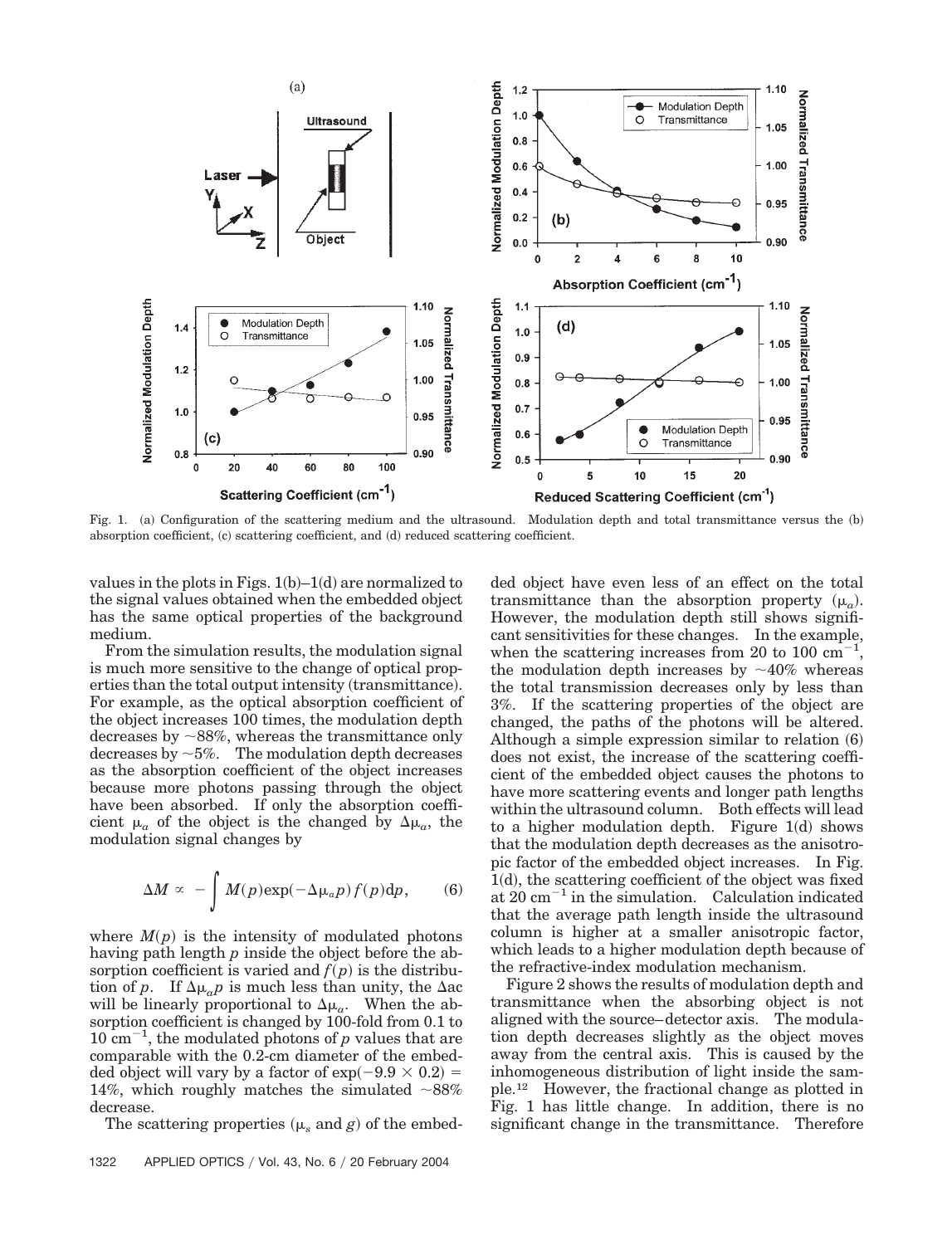Fig. 1. (a) Configuration of the scattering medium and the ultrasound. Modulation depth and total transmittance versus the (b) absorption coefficient, (c) scattering coefficient, and (d) reduced scattering coefficient.

values in the plots in Figs. 1(b)–1(d) are normalized to the signal values obtained when the embedded object has the same optical properties of the background medium.

From the simulation results, the modulation signal is much more sensitive to the change of optical properties than the total output intensity (transmittance). For example, as the optical absorption coefficient of the object increases 100 times, the modulation depth decreases by ~88%, whereas the transmittance only decreases by ~5%. The modulation depth decreases as the absorption coefficient of the object increases because more photons passing through the object have been absorbed. If only the absorption coefficient $\mu_a$ of the object is the changed by $\Delta\mu_a$, the modulation signal changes by

$$\Delta M \propto -\int M(p)\exp(-\Delta\mu_a p) f(p)\mathrm{d}p, \qquad (6)$$

where $M(p)$ is the intensity of modulated photons having path length $p$ inside the object before the absorption coefficient is varied and $f(p)$ is the distribution of $p$. If $\Delta\mu_a p$ is much less than unity, the $\Delta$ac will be linearly proportional to $\Delta\mu_a$. When the absorption coefficient is changed by 100-fold from 0.1 to 10 $\mathrm{cm}^{-1}$, the modulated photons of $p$ values that are comparable with the 0.2-cm diameter of the embedded object will vary by a factor of $\exp(-9.9 \times 0.2) = 14\%$, which roughly matches the simulated ~88% decrease.

The scattering properties ($\mu_s$ and $g$) of the embedded object have even less of an effect on the total transmittance than the absorption property ($\mu_a$). However, the modulation depth still shows significant sensitivities for these changes. In the example, when the scattering increases from 20 to 100 $\mathrm{cm}^{-1}$, the modulation depth increases by ~40% whereas the total transmission decreases only by less than 3%. If the scattering properties of the object are changed, the paths of the photons will be altered. Although a simple expression similar to relation (6) does not exist, the increase of the scattering coefficient of the embedded object causes the photons to have more scattering events and longer path lengths within the ultrasound column. Both effects will lead to a higher modulation depth. Figure 1(d) shows that the modulation depth decreases as the anisotropic factor of the embedded object increases. In Fig. 1(d), the scattering coefficient of the object was fixed at 20 $\mathrm{cm}^{-1}$ in the simulation. Calculation indicated that the average path length inside the ultrasound column is higher at a smaller anisotropic factor, which leads to a higher modulation depth because of the refractive-index modulation mechanism.

Figure 2 shows the results of modulation depth and transmittance when the absorbing object is not aligned with the source–detector axis. The modulation depth decreases slightly as the object moves away from the central axis. This is caused by the inhomogeneous distribution of light inside the sample.[12] However, the fractional change as plotted in Fig. 1 has little change. In addition, there is no significant change in the transmittance. Therefore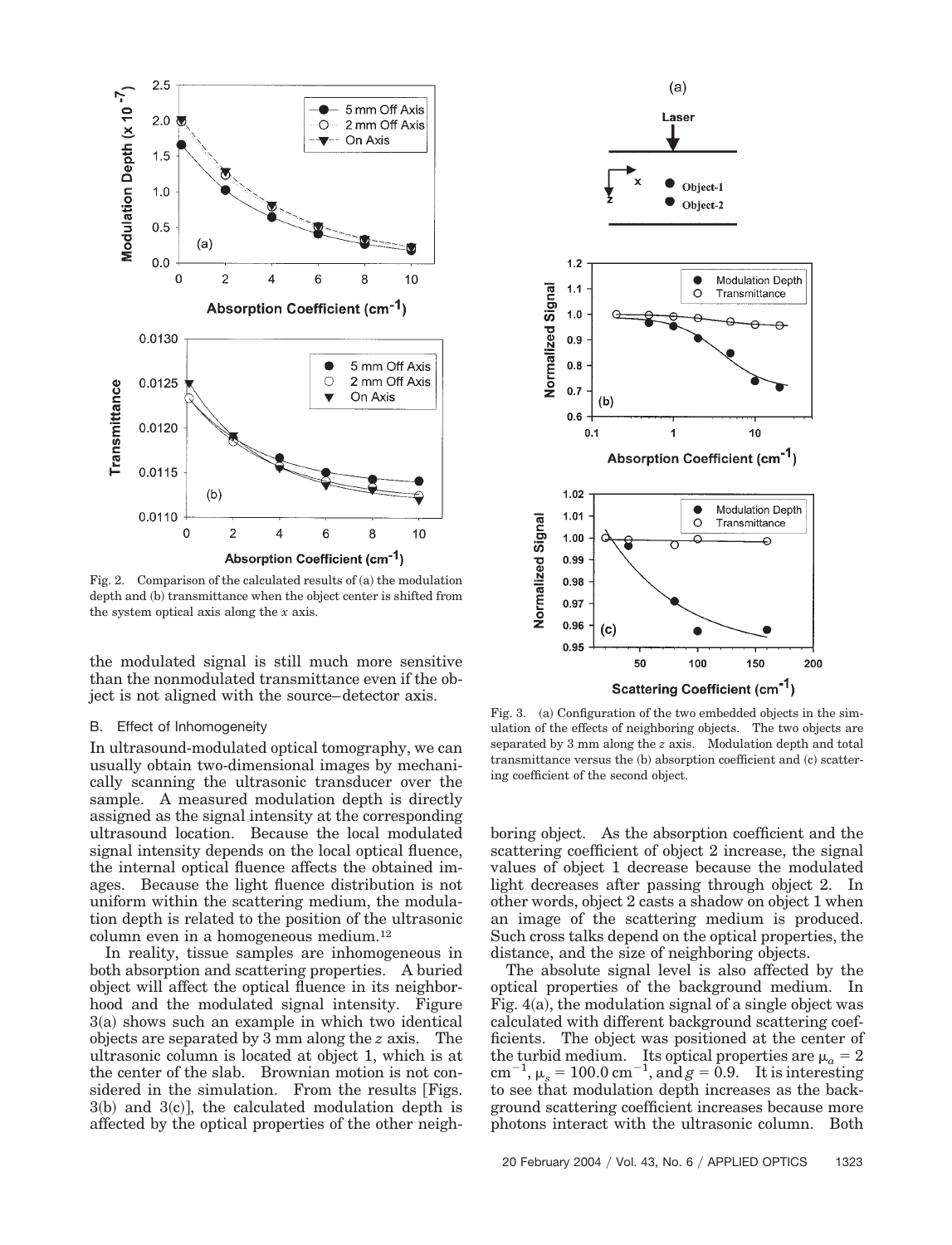Fig. 2. Comparison of the calculated results of (a) the modulation depth and (b) transmittance when the object center is shifted from the system optical axis along the $x$ axis.

the modulated signal is still much more sensitive than the nonmodulated transmittance even if the object is not aligned with the source–detector axis.

### B. Effect of Inhomogeneity

In ultrasound-modulated optical tomography, we can usually obtain two-dimensional images by mechanically scanning the ultrasonic transducer over the sample. A measured modulation depth is directly assigned as the signal intensity at the corresponding ultrasound location. Because the local modulated signal intensity depends on the local optical fluence, the internal optical fluence affects the obtained images. Because the light fluence distribution is not uniform within the scattering medium, the modulation depth is related to the position of the ultrasonic column even in a homogeneous medium.[12]

In reality, tissue samples are inhomogeneous in both absorption and scattering properties. A buried object will affect the optical fluence in its neighborhood and the modulated signal intensity. Figure 3(a) shows such an example in which two identical objects are separated by 3 mm along the $z$ axis. The ultrasonic column is located at object 1, which is at the center of the slab. Brownian motion is not considered in the simulation. From the results [Figs. 3(b) and 3(c)], the calculated modulation depth is affected by the optical properties of the other neighboring object. As the absorption coefficient and the scattering coefficient of object 2 increase, the signal values of object 1 decrease because the modulated light decreases after passing through object 2. In other words, object 2 casts a shadow on object 1 when an image of the scattering medium is produced. Such cross talks depend on the optical properties, the distance, and the size of neighboring objects.

Fig. 3. (a) Configuration of the two embedded objects in the simulation of the effects of neighboring objects. The two objects are separated by 3 mm along the $z$ axis. Modulation depth and total transmittance versus the (b) absorption coefficient and (c) scattering coefficient of the second object.

The absolute signal level is also affected by the optical properties of the background medium. In Fig. 4(a), the modulation signal of a single object was calculated with different background scattering coefficients. The object was positioned at the center of the turbid medium. Its optical properties are $\mu_a = 2$ cm$^{-1}$, $\mu_s = 100.0$ cm$^{-1}$, and $g = 0.9$. It is interesting to see that modulation depth increases as the background scattering coefficient increases because more photons interact with the ultrasonic column. Both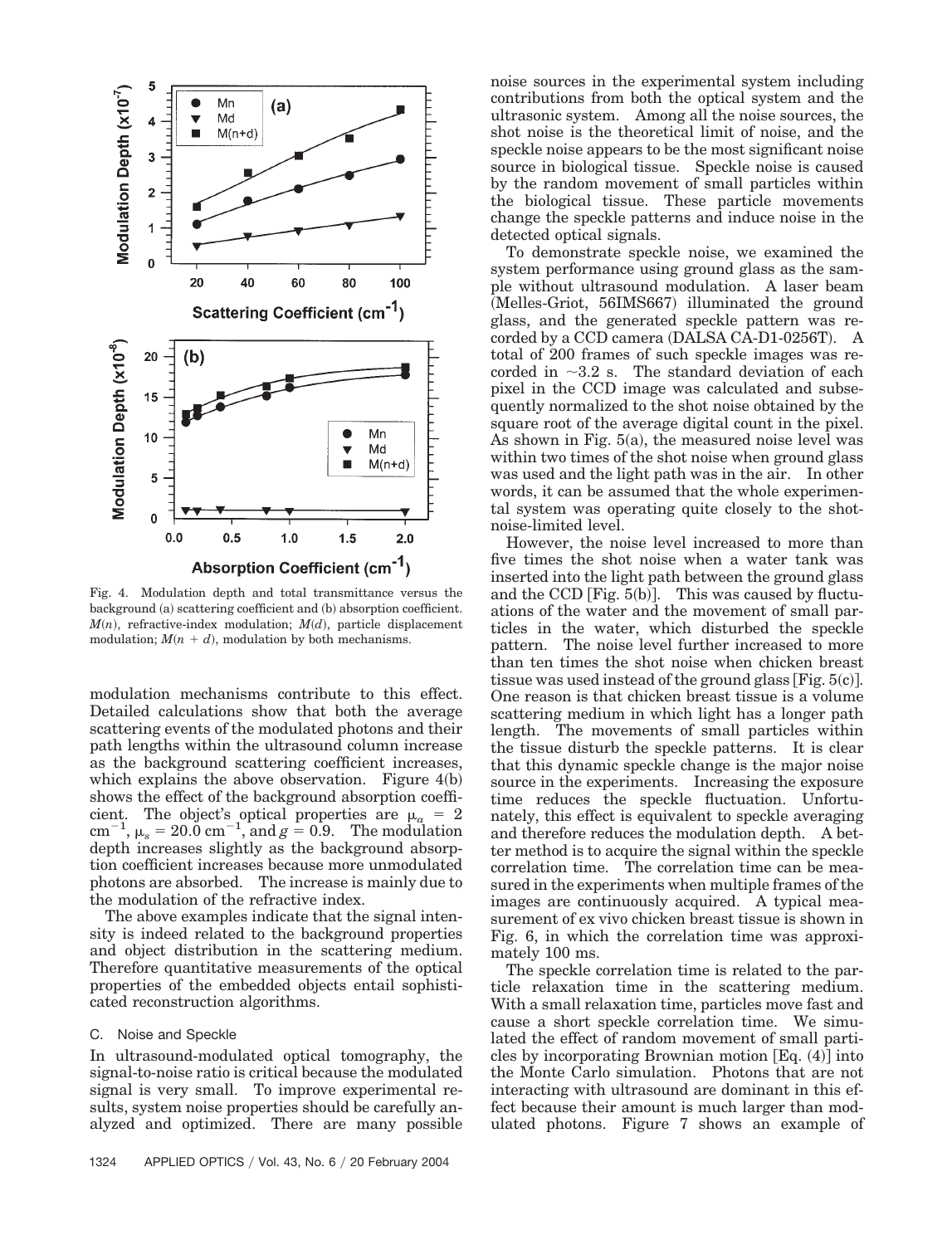Fig. 4. Modulation depth and total transmittance versus the background (a) scattering coefficient and (b) absorption coefficient. $M(n)$, refractive-index modulation; $M(d)$, particle displacement modulation; $M(n + d)$, modulation by both mechanisms.

modulation mechanisms contribute to this effect. Detailed calculations show that both the average scattering events of the modulated photons and their path lengths within the ultrasound column increase as the background scattering coefficient increases, which explains the above observation. Figure 4(b) shows the effect of the background absorption coefficient. The object's optical properties are $\mu_a = 2$ cm$^{-1}$, $\mu_s = 20.0$ cm$^{-1}$, and $g = 0.9$. The modulation depth increases slightly as the background absorption coefficient increases because more unmodulated photons are absorbed. The increase is mainly due to the modulation of the refractive index.

The above examples indicate that the signal intensity is indeed related to the background properties and object distribution in the scattering medium. Therefore quantitative measurements of the optical properties of the embedded objects entail sophisticated reconstruction algorithms.

### C. Noise and Speckle

In ultrasound-modulated optical tomography, the signal-to-noise ratio is critical because the modulated signal is very small. To improve experimental results, system noise properties should be carefully analyzed and optimized. There are many possible noise sources in the experimental system including contributions from both the optical system and the ultrasonic system. Among all the noise sources, the shot noise is the theoretical limit of noise, and the speckle noise appears to be the most significant noise source in biological tissue. Speckle noise is caused by the random movement of small particles within the biological tissue. These particle movements change the speckle patterns and induce noise in the detected optical signals.

To demonstrate speckle noise, we examined the system performance using ground glass as the sample without ultrasound modulation. A laser beam (Melles-Griot, 56IMS667) illuminated the ground glass, and the generated speckle pattern was recorded by a CCD camera (DALSA CA-D1-0256T). A total of 200 frames of such speckle images was recorded in ~3.2 s. The standard deviation of each pixel in the CCD image was calculated and subsequently normalized to the shot noise obtained by the square root of the average digital count in the pixel. As shown in Fig. 5(a), the measured noise level was within two times of the shot noise when ground glass was used and the light path was in the air. In other words, it can be assumed that the whole experimental system was operating quite closely to the shot-noise-limited level.

However, the noise level increased to more than five times the shot noise when a water tank was inserted into the light path between the ground glass and the CCD [Fig. 5(b)]. This was caused by fluctuations of the water and the movement of small particles in the water, which disturbed the speckle pattern. The noise level further increased to more than ten times the shot noise when chicken breast tissue was used instead of the ground glass [Fig. 5(c)]. One reason is that chicken breast tissue is a volume scattering medium in which light has a longer path length. The movements of small particles within the tissue disturb the speckle patterns. It is clear that this dynamic speckle change is the major noise source in the experiments. Increasing the exposure time reduces the speckle fluctuation. Unfortunately, this effect is equivalent to speckle averaging and therefore reduces the modulation depth. A better method is to acquire the signal within the speckle correlation time. The correlation time can be measured in the experiments when multiple frames of the images are continuously acquired. A typical measurement of ex vivo chicken breast tissue is shown in Fig. 6, in which the correlation time was approximately 100 ms.

The speckle correlation time is related to the particle relaxation time in the scattering medium. With a small relaxation time, particles move fast and cause a short speckle correlation time. We simulated the effect of random movement of small particles by incorporating Brownian motion [Eq. (4)] into the Monte Carlo simulation. Photons that are not interacting with ultrasound are dominant in this effect because their amount is much larger than modulated photons. Figure 7 shows an example of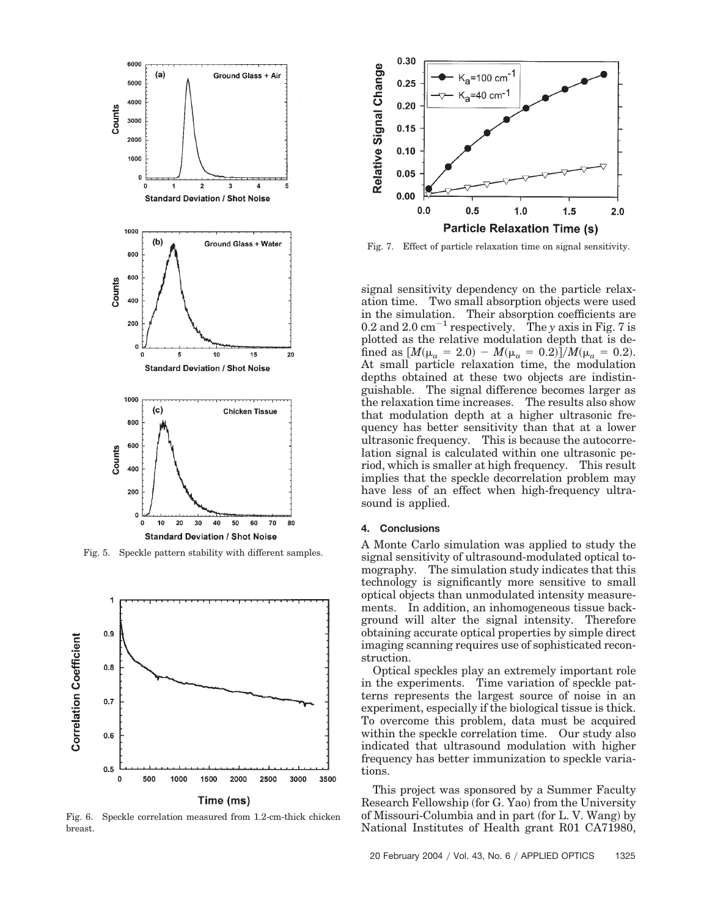Fig. 5. Speckle pattern stability with different samples.

Fig. 6. Speckle correlation measured from 1.2-cm-thick chicken breast.

Fig. 7. Effect of particle relaxation time on signal sensitivity.

signal sensitivity dependency on the particle relaxation time. Two small absorption objects were used in the simulation. Their absorption coefficients are 0.2 and 2.0 $\mathrm{cm}^{-1}$ respectively. The $y$ axis in Fig. 7 is plotted as the relative modulation depth that is defined as $[M(\mu_a = 2.0) - M(\mu_a = 0.2)]/M(\mu_a = 0.2)$. At small particle relaxation time, the modulation depths obtained at these two objects are indistinguishable. The signal difference becomes larger as the relaxation time increases. The results also show that modulation depth at a higher ultrasonic frequency has better sensitivity than that at a lower ultrasonic frequency. This is because the autocorrelation signal is calculated within one ultrasonic period, which is smaller at high frequency. This result implies that the speckle decorrelation problem may have less of an effect when high-frequency ultrasound is applied.

## 4. Conclusions

A Monte Carlo simulation was applied to study the signal sensitivity of ultrasound-modulated optical tomography. The simulation study indicates that this technology is significantly more sensitive to small optical objects than unmodulated intensity measurements. In addition, an inhomogeneous tissue background will alter the signal intensity. Therefore obtaining accurate optical properties by simple direct imaging scanning requires use of sophisticated reconstruction.

Optical speckles play an extremely important role in the experiments. Time variation of speckle patterns represents the largest source of noise in an experiment, especially if the biological tissue is thick. To overcome this problem, data must be acquired within the speckle correlation time. Our study also indicated that ultrasound modulation with higher frequency has better immunization to speckle variations.

This project was sponsored by a Summer Faculty Research Fellowship (for G. Yao) from the University of Missouri-Columbia and in part (for L. V. Wang) by National Institutes of Health grant R01 CA71980,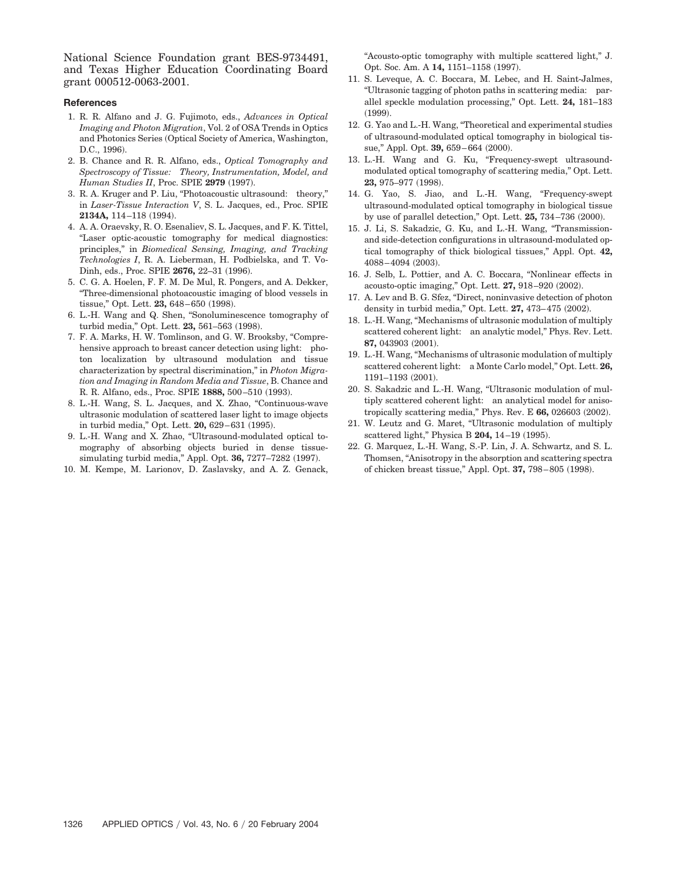National Science Foundation grant BES-9734491, and Texas Higher Education Coordinating Board grant 000512-0063-2001.

## References

1. R. R. Alfano and J. G. Fujimoto, eds., *Advances in Optical Imaging and Photon Migration*, Vol. 2 of OSA Trends in Optics and Photonics Series (Optical Society of America, Washington, D.C., 1996).
2. B. Chance and R. R. Alfano, eds., *Optical Tomography and Spectroscopy of Tissue: Theory, Instrumentation, Model, and Human Studies II*, Proc. SPIE **2979** (1997).
3. R. A. Kruger and P. Liu, "Photoacoustic ultrasound: theory," in *Laser-Tissue Interaction V*, S. L. Jacques, ed., Proc. SPIE **2134A,** 114–118 (1994).
4. A. A. Oraevsky, R. O. Esenaliev, S. L. Jacques, and F. K. Tittel, "Laser optic-acoustic tomography for medical diagnostics: principles," in *Biomedical Sensing, Imaging, and Tracking Technologies I*, R. A. Lieberman, H. Podbielska, and T. Vo-Dinh, eds., Proc. SPIE **2676,** 22–31 (1996).
5. C. G. A. Hoelen, F. F. M. De Mul, R. Pongers, and A. Dekker, "Three-dimensional photoacoustic imaging of blood vessels in tissue," Opt. Lett. **23,** 648–650 (1998).
6. L.-H. Wang and Q. Shen, "Sonoluminescence tomography of turbid media," Opt. Lett. **23,** 561–563 (1998).
7. F. A. Marks, H. W. Tomlinson, and G. W. Brooksby, "Comprehensive approach to breast cancer detection using light: photon localization by ultrasound modulation and tissue characterization by spectral discrimination," in *Photon Migration and Imaging in Random Media and Tissue*, B. Chance and R. R. Alfano, eds., Proc. SPIE **1888,** 500–510 (1993).
8. L.-H. Wang, S. L. Jacques, and X. Zhao, "Continuous-wave ultrasonic modulation of scattered laser light to image objects in turbid media," Opt. Lett. **20,** 629–631 (1995).
9. L.-H. Wang and X. Zhao, "Ultrasound-modulated optical tomography of absorbing objects buried in dense tissue-simulating turbid media," Appl. Opt. **36,** 7277–7282 (1997).
10. M. Kempe, M. Larionov, D. Zaslavsky, and A. Z. Genack, "Acousto-optic tomography with multiple scattered light," J. Opt. Soc. Am. A **14,** 1151–1158 (1997).
11. S. Leveque, A. C. Boccara, M. Lebec, and H. Saint-Jalmes, "Ultrasonic tagging of photon paths in scattering media: parallel speckle modulation processing," Opt. Lett. **24,** 181–183 (1999).
12. G. Yao and L.-H. Wang, "Theoretical and experimental studies of ultrasound-modulated optical tomography in biological tissue," Appl. Opt. **39,** 659–664 (2000).
13. L.-H. Wang and G. Ku, "Frequency-swept ultrasound-modulated optical tomography of scattering media," Opt. Lett. **23,** 975–977 (1998).
14. G. Yao, S. Jiao, and L.-H. Wang, "Frequency-swept ultrasound-modulated optical tomography in biological tissue by use of parallel detection," Opt. Lett. **25,** 734–736 (2000).
15. J. Li, S. Sakadzic, G. Ku, and L.-H. Wang, "Transmission- and side-detection configurations in ultrasound-modulated optical tomography of thick biological tissues," Appl. Opt. **42,** 4088–4094 (2003).
16. J. Selb, L. Pottier, and A. C. Boccara, "Nonlinear effects in acousto-optic imaging," Opt. Lett. **27,** 918–920 (2002).
17. A. Lev and B. G. Sfez, "Direct, noninvasive detection of photon density in turbid media," Opt. Lett. **27,** 473–475 (2002).
18. L.-H. Wang, "Mechanisms of ultrasonic modulation of multiply scattered coherent light: an analytic model," Phys. Rev. Lett. **87,** 043903 (2001).
19. L.-H. Wang, "Mechanisms of ultrasonic modulation of multiply scattered coherent light: a Monte Carlo model," Opt. Lett. **26,** 1191–1193 (2001).
20. S. Sakadzic and L.-H. Wang, "Ultrasonic modulation of multiply scattered coherent light: an analytical model for anisotropically scattering media," Phys. Rev. E **66,** 026603 (2002).
21. W. Leutz and G. Maret, "Ultrasonic modulation of multiply scattered light," Physica B **204,** 14–19 (1995).
22. G. Marquez, L.-H. Wang, S.-P. Lin, J. A. Schwartz, and S. L. Thomsen, "Anisotropy in the absorption and scattering spectra of chicken breast tissue," Appl. Opt. **37,** 798–805 (1998).